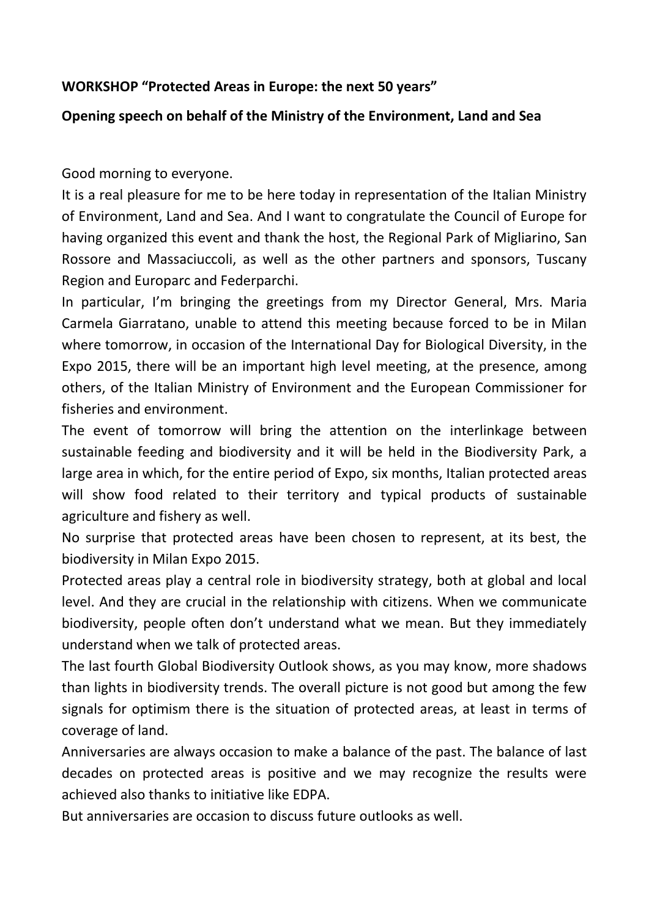**WORKSHOP "Protected Areas in Europe: the next 50 years"**

**Opening speech on behalf of the Ministry of the Environment, Land and Sea**

Good morning to everyone.

It is a real pleasure for me to be here today in representation of the Italian Ministry of Environment, Land and Sea. And I want to congratulate the Council of Europe for having organized this event and thank the host, the Regional Park of Migliarino, San Rossore and Massaciuccoli, as well as the other partners and sponsors, Tuscany Region and Europarc and Federparchi.

In particular, I'm bringing the greetings from my Director General, Mrs. Maria Carmela Giarratano, unable to attend this meeting because forced to be in Milan where tomorrow, in occasion of the International Day for Biological Diversity, in the Expo 2015, there will be an important high level meeting, at the presence, among others, of the Italian Ministry of Environment and the European Commissioner for fisheries and environment.

The event of tomorrow will bring the attention on the interlinkage between sustainable feeding and biodiversity and it will be held in the Biodiversity Park, a large area in which, for the entire period of Expo, six months, Italian protected areas will show food related to their territory and typical products of sustainable agriculture and fishery as well.

No surprise that protected areas have been chosen to represent, at its best, the biodiversity in Milan Expo 2015.

Protected areas play a central role in biodiversity strategy, both at global and local level. And they are crucial in the relationship with citizens. When we communicate biodiversity, people often don't understand what we mean. But they immediately understand when we talk of protected areas.

The last fourth Global Biodiversity Outlook shows, as you may know, more shadows than lights in biodiversity trends. The overall picture is not good but among the few signals for optimism there is the situation of protected areas, at least in terms of coverage of land.

Anniversaries are always occasion to make a balance of the past. The balance of last decades on protected areas is positive and we may recognize the results were achieved also thanks to initiative like EDPA.

But anniversaries are occasion to discuss future outlooks as well.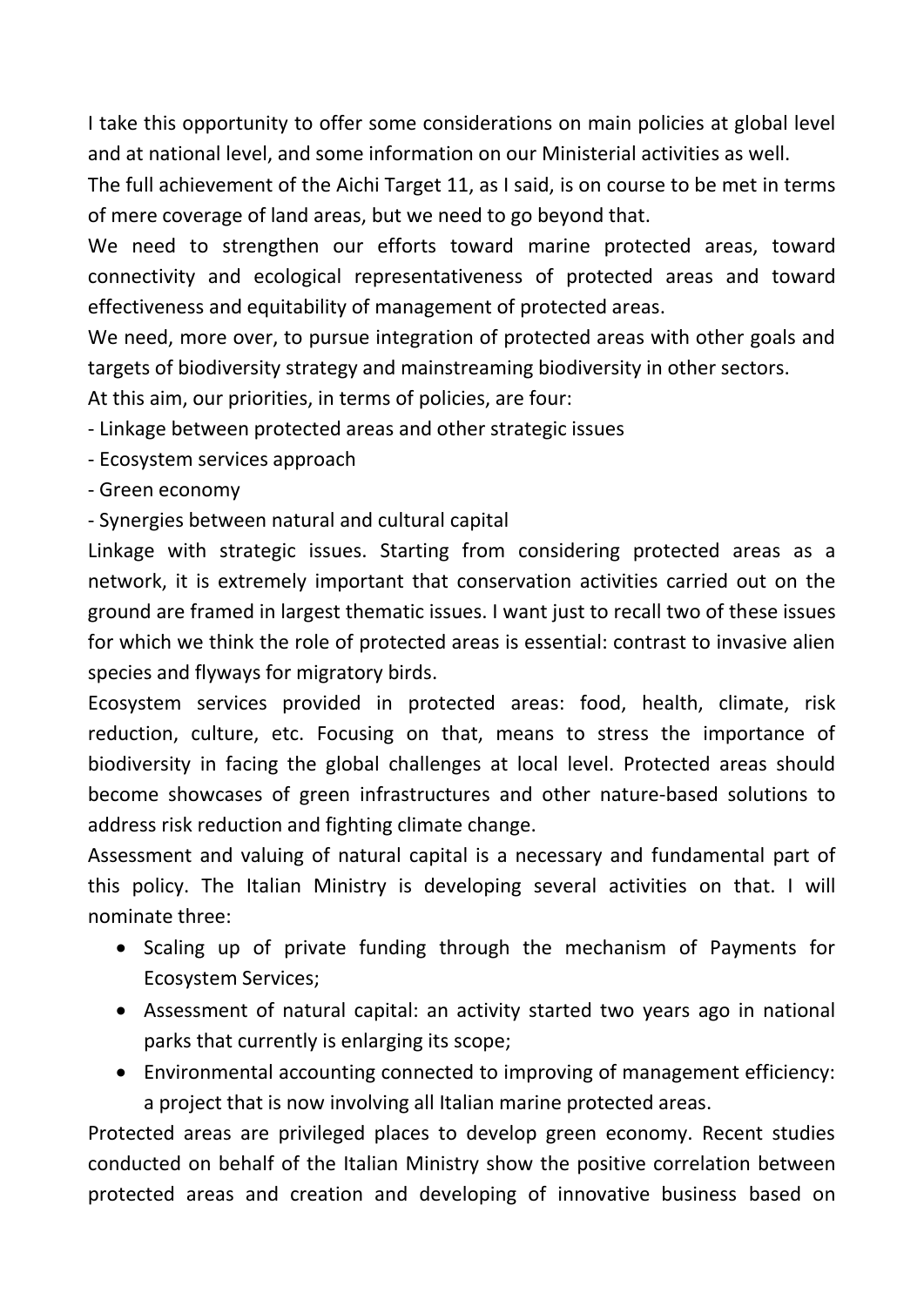I take this opportunity to offer some considerations on main policies at global level and at national level, and some information on our Ministerial activities as well.

The full achievement of the Aichi Target 11, as I said, is on course to be met in terms of mere coverage of land areas, but we need to go beyond that.

We need to strengthen our efforts toward marine protected areas, toward connectivity and ecological representativeness of protected areas and toward effectiveness and equitability of management of protected areas.

We need, more over, to pursue integration of protected areas with other goals and targets of biodiversity strategy and mainstreaming biodiversity in other sectors.

At this aim, our priorities, in terms of policies, are four:

- Linkage between protected areas and other strategic issues
- Ecosystem services approach
- Green economy
- Synergies between natural and cultural capital

Linkage with strategic issues. Starting from considering protected areas as a network, it is extremely important that conservation activities carried out on the ground are framed in largest thematic issues. I want just to recall two of these issues for which we think the role of protected areas is essential: contrast to invasive alien species and flyways for migratory birds.

Ecosystem services provided in protected areas: food, health, climate, risk reduction, culture, etc. Focusing on that, means to stress the importance of biodiversity in facing the global challenges at local level. Protected areas should become showcases of green infrastructures and other nature-based solutions to address risk reduction and fighting climate change.

Assessment and valuing of natural capital is a necessary and fundamental part of this policy. The Italian Ministry is developing several activities on that. I will nominate three:

- Scaling up of private funding through the mechanism of Payments for Ecosystem Services;
- Assessment of natural capital: an activity started two years ago in national parks that currently is enlarging its scope;
- Environmental accounting connected to improving of management efficiency: a project that is now involving all Italian marine protected areas.

Protected areas are privileged places to develop green economy. Recent studies conducted on behalf of the Italian Ministry show the positive correlation between protected areas and creation and developing of innovative business based on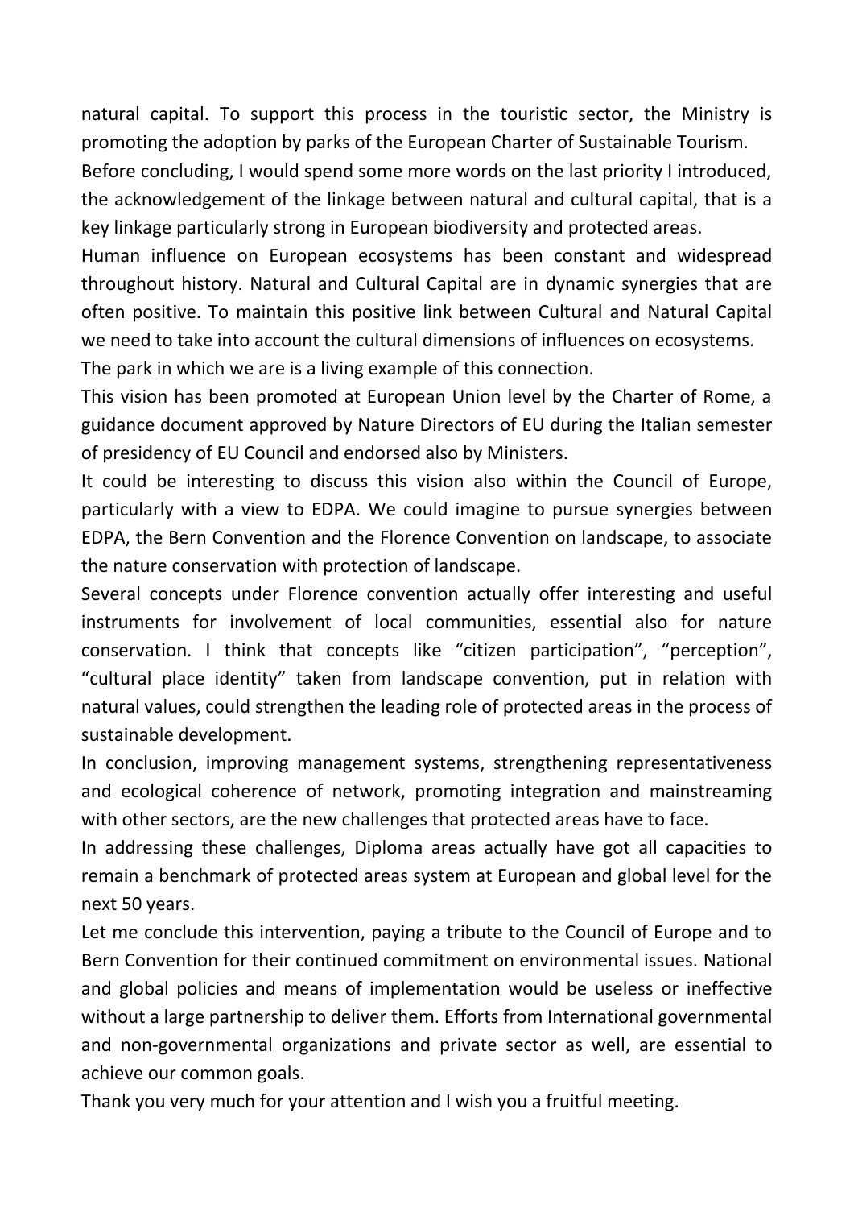natural capital. To support this process in the touristic sector, the Ministry is promoting the adoption by parks of the European Charter of Sustainable Tourism.

Before concluding, I would spend some more words on the last priority I introduced, the acknowledgement of the linkage between natural and cultural capital, that is a key linkage particularly strong in European biodiversity and protected areas.

Human influence on European ecosystems has been constant and widespread throughout history. Natural and Cultural Capital are in dynamic synergies that are often positive. To maintain this positive link between Cultural and Natural Capital we need to take into account the cultural dimensions of influences on ecosystems.

The park in which we are is a living example of this connection.

This vision has been promoted at European Union level by the Charter of Rome, a guidance document approved by Nature Directors of EU during the Italian semester of presidency of EU Council and endorsed also by Ministers.

It could be interesting to discuss this vision also within the Council of Europe, particularly with a view to EDPA. We could imagine to pursue synergies between EDPA, the Bern Convention and the Florence Convention on landscape, to associate the nature conservation with protection of landscape.

Several concepts under Florence convention actually offer interesting and useful instruments for involvement of local communities, essential also for nature conservation. I think that concepts like "citizen participation", "perception", "cultural place identity" taken from landscape convention, put in relation with natural values, could strengthen the leading role of protected areas in the process of sustainable development.

In conclusion, improving management systems, strengthening representativeness and ecological coherence of network, promoting integration and mainstreaming with other sectors, are the new challenges that protected areas have to face.

In addressing these challenges, Diploma areas actually have got all capacities to remain a benchmark of protected areas system at European and global level for the next 50 years.

Let me conclude this intervention, paying a tribute to the Council of Europe and to Bern Convention for their continued commitment on environmental issues. National and global policies and means of implementation would be useless or ineffective without a large partnership to deliver them. Efforts from International governmental and non-governmental organizations and private sector as well, are essential to achieve our common goals.

Thank you very much for your attention and I wish you a fruitful meeting.